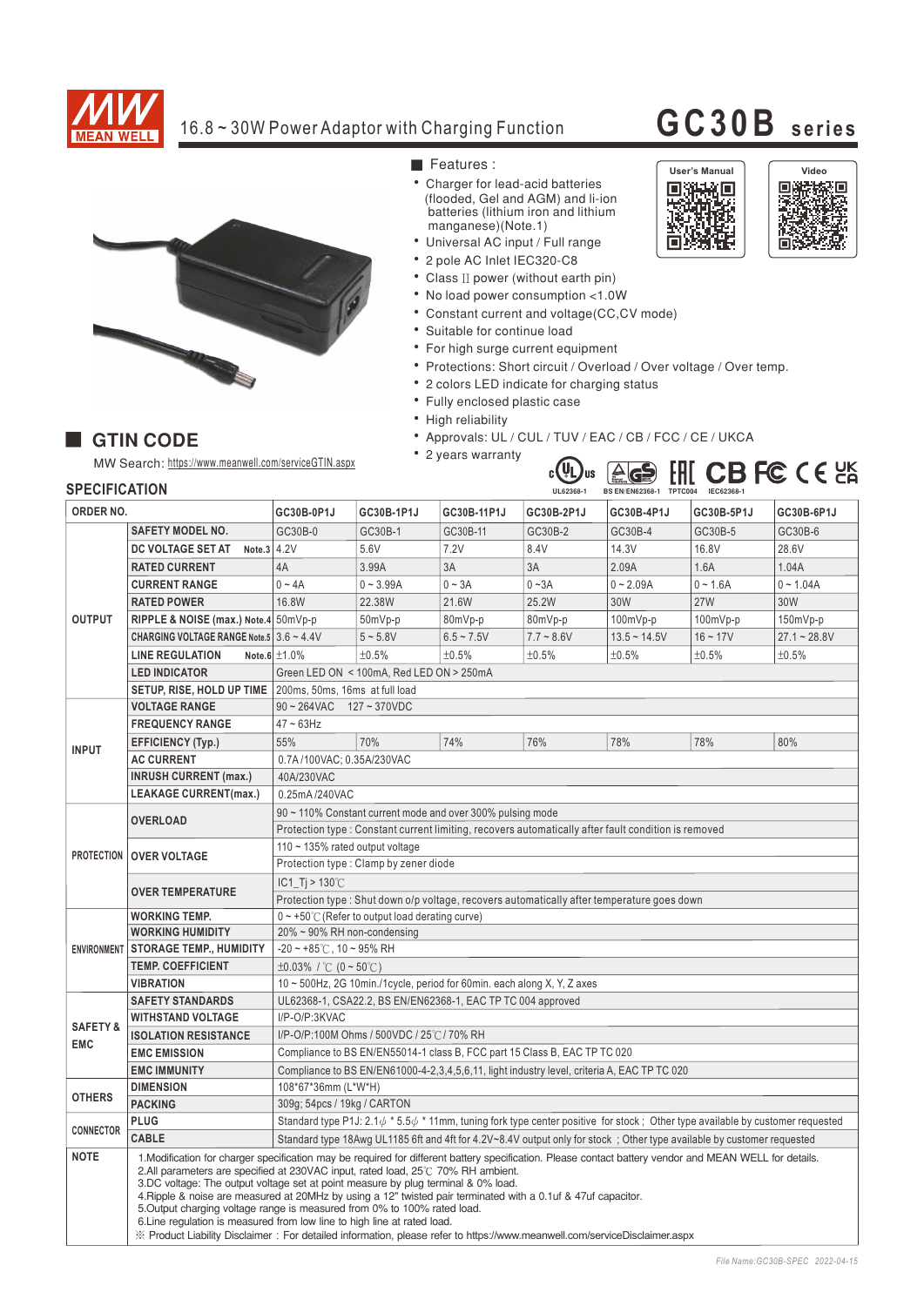# 16.8 ~ 30W Power Adaptor with Charging Function

# GC30B series

## Features :

- Charger for lead-acid batteries (flooded, Gel and AGM) and li-ion batteries (lithium iron and lithium manganese)(Note.1)
- Universal AC input / Full range
- 2 pole AC Inlet IEC320-C8
- Class II power (without earth pin)
- No load power consumption <1.0W
- Constant current and voltage(CC,CV mode)
- Suitable for continue load
- For high surge current equipment
- Protections: Short circuit / Overload / Over voltage / Over temp.
- 2 colors LED indicate for charging status
- Fully enclosed plastic case
- High reliability
- Approvals: UL / CUL / TUV / EAC / CB / FCC / CE / UKCA
- 2 years warranty

User's Manual / Video

UL62368-1 · BS EN/EN62368-1 · TPTC004 · IEC62368-1

## GTIN CODE

MW Search: https://www.meanwell.com/serviceGTIN.aspx

## SPECIFICATION

| ORDER NO. | | GC30B-0P1J | GC30B-1P1J | GC30B-11P1J | GC30B-2P1J | GC30B-4P1J | GC30B-5P1J | GC30B-6P1J |
|---|---|---|---|---|---|---|---|---|
| OUTPUT | SAFETY MODEL NO. | GC30B-0 | GC30B-1 | GC30B-11 | GC30B-2 | GC30B-4 | GC30B-5 | GC30B-6 |
| | DC VOLTAGE SET AT Note.3 | 4.2V | 5.6V | 7.2V | 8.4V | 14.3V | 16.8V | 28.6V |
| | RATED CURRENT | 4A | 3.99A | 3A | 3A | 2.09A | 1.6A | 1.04A |
| | CURRENT RANGE | 0 ~ 4A | 0 ~ 3.99A | 0 ~ 3A | 0 ~3A | 0 ~ 2.09A | 0 ~ 1.6A | 0 ~ 1.04A |
| | RATED POWER | 16.8W | 22.38W | 21.6W | 25.2W | 30W | 27W | 30W |
| | RIPPLE & NOISE (max.) Note.4 | 50mVp-p | 50mVp-p | 80mVp-p | 80mVp-p | 100mVp-p | 100mVp-p | 150mVp-p |
| | CHARGING VOLTAGE RANGE Note.5 | 3.6 ~ 4.4V | 5 ~ 5.8V | 6.5 ~ 7.5V | 7.7 ~ 8.6V | 13.5 ~ 14.5V | 16 ~ 17V | 27.1 ~ 28.8V |
| | LINE REGULATION Note.6 | ±1.0% | ±0.5% | ±0.5% | ±0.5% | ±0.5% | ±0.5% | ±0.5% |
| | LED INDICATOR | Green LED ON < 100mA, Red LED ON > 250mA | | | | | | |
| | SETUP, RISE, HOLD UP TIME | 200ms, 50ms, 16ms at full load | | | | | | |
| INPUT | VOLTAGE RANGE | 90 ~ 264VAC 127 ~ 370VDC | | | | | | |
| | FREQUENCY RANGE | 47 ~ 63Hz | | | | | | |
| | EFFICIENCY (Typ.) | 55% | 70% | 74% | 76% | 78% | 78% | 80% |
| | AC CURRENT | 0.7A /100VAC; 0.35A/230VAC | | | | | | |
| | INRUSH CURRENT (max.) | 40A/230VAC | | | | | | |
| | LEAKAGE CURRENT(max.) | 0.25mA /240VAC | | | | | | |
| PROTECTION | OVERLOAD | 90 ~ 110% Constant current mode and over 300% pulsing mode | | | | | | |
| | | Protection type : Constant current limiting, recovers automatically after fault condition is removed | | | | | | |
| | OVER VOLTAGE | 110 ~ 135% rated output voltage | | | | | | |
| | | Protection type : Clamp by zener diode | | | | | | |
| | OVER TEMPERATURE | IC1_Tj > 130℃ | | | | | | |
| | | Protection type : Shut down o/p voltage, recovers automatically after temperature goes down | | | | | | |
| ENVIRONMENT | WORKING TEMP. | 0 ~ +50℃ (Refer to output load derating curve) | | | | | | |
| | WORKING HUMIDITY | 20% ~ 90% RH non-condensing | | | | | | |
| | STORAGE TEMP., HUMIDITY | -20 ~ +85℃, 10 ~ 95% RH | | | | | | |
| | TEMP. COEFFICIENT | ±0.03% / ℃ (0 ~ 50℃) | | | | | | |
| | VIBRATION | 10 ~ 500Hz, 2G 10min./1cycle, period for 60min. each along X, Y, Z axes | | | | | | |
| SAFETY & EMC | SAFETY STANDARDS | UL62368-1, CSA22.2, BS EN/EN62368-1, EAC TP TC 004 approved | | | | | | |
| | WITHSTAND VOLTAGE | I/P-O/P:3KVAC | | | | | | |
| | ISOLATION RESISTANCE | I/P-O/P:100M Ohms / 500VDC / 25℃ / 70% RH | | | | | | |
| | EMC EMISSION | Compliance to BS EN/EN55014-1 class B, FCC part 15 Class B, EAC TP TC 020 | | | | | | |
| | EMC IMMUNITY | Compliance to BS EN/EN61000-4-2,3,4,5,6,11, light industry level, criteria A, EAC TP TC 020 | | | | | | |
| OTHERS | DIMENSION | 108*67*36mm (L*W*H) | | | | | | |
| | PACKING | 309g; 54pcs / 19kg / CARTON | | | | | | |
| CONNECTOR | PLUG | Standard type P1J: 2.1φ * 5.5φ * 11mm, tuning fork type center positive for stock ; Other type available by customer requested | | | | | | |
| | CABLE | Standard type 18Awg UL1185 6ft and 4ft for 4.2V~8.4V output only for stock ; Other type available by customer requested | | | | | | |

**NOTE**

1. Modification for charger specification may be required for different battery specification. Please contact battery vendor and MEAN WELL for details.
2. All parameters are specified at 230VAC input, rated load, 25℃ 70% RH ambient.
3. DC voltage: The output voltage set at point measure by plug terminal & 0% load.
4. Ripple & noise are measured at 20MHz by using a 12" twisted pair terminated with a 0.1uf & 47uf capacitor.
5. Output charging voltage range is measured from 0% to 100% rated load.
6. Line regulation is measured from low line to high line at rated load.

※ Product Liability Disclaimer : For detailed information, please refer to https://www.meanwell.com/serviceDisclaimer.aspx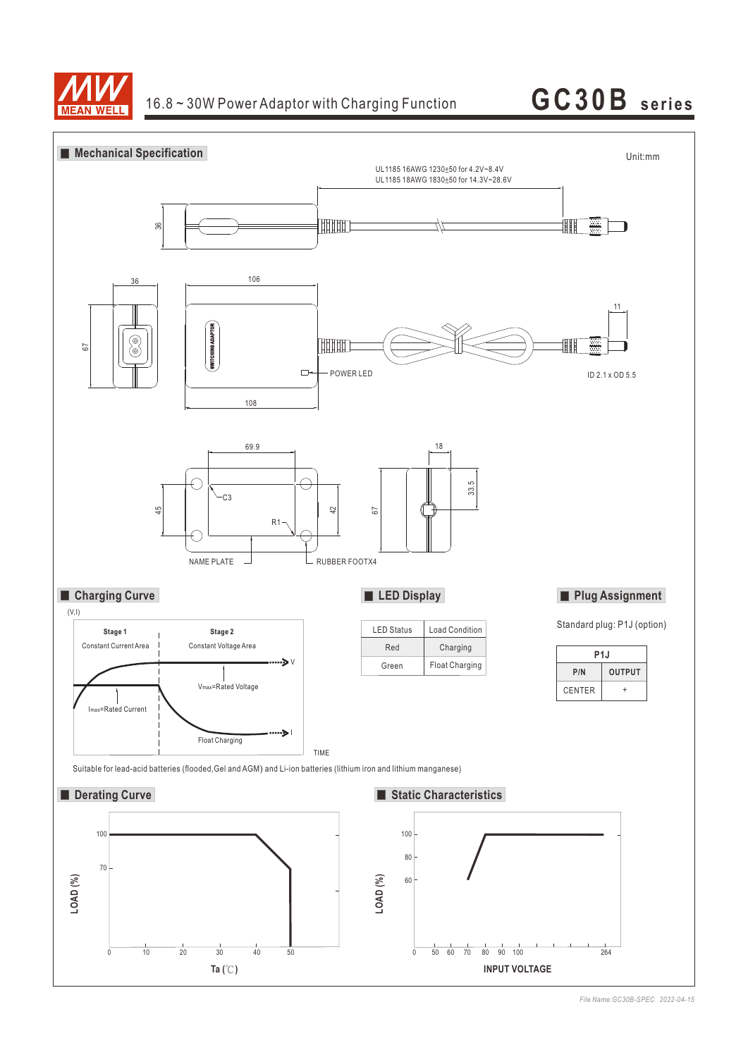# 16.8 ~ 30W Power Adaptor with Charging Function

# GC30B series

## Mechanical Specification

Unit:mm

UL1185 16AWG 1230±50 for 4.2V~8.4V
UL1185 18AWG 1830±50 for 14.3V~28.6V

36

36

106

11

67

SWITCHING ADAPTOR

POWER LED

ID 2.1 x OD 5.5

108

69.9

18

C3

33.5

45

42

67

R1

NAME PLATE

RUBBER FOOTX4

## Charging Curve

(V,I)

Stage 1
Constant Current Area

Stage 2
Constant Voltage Area

V

$V_{max}$=Rated Voltage

$I_{max}$=Rated Current

Float Charging

I

TIME

Suitable for lead-acid batteries (flooded,Gel and AGM) and Li-ion batteries (lithium iron and lithium manganese)

## LED Display

| LED Status | Load Condition |
|---|---|
| Red | Charging |
| Green | Float Charging |

## Plug Assignment

Standard plug: P1J (option)

| P1J | |
|---|---|
| P/N | OUTPUT |
| CENTER | + |

## Derating Curve

LOAD (%)

100

70

0
10
20
30
40
50

Ta (℃)

## Static Characteristics

LOAD (%)

100

80

60

0
50
60
70
80
90
100
264

INPUT VOLTAGE

File Name:GC30B-SPEC 2022-04-15